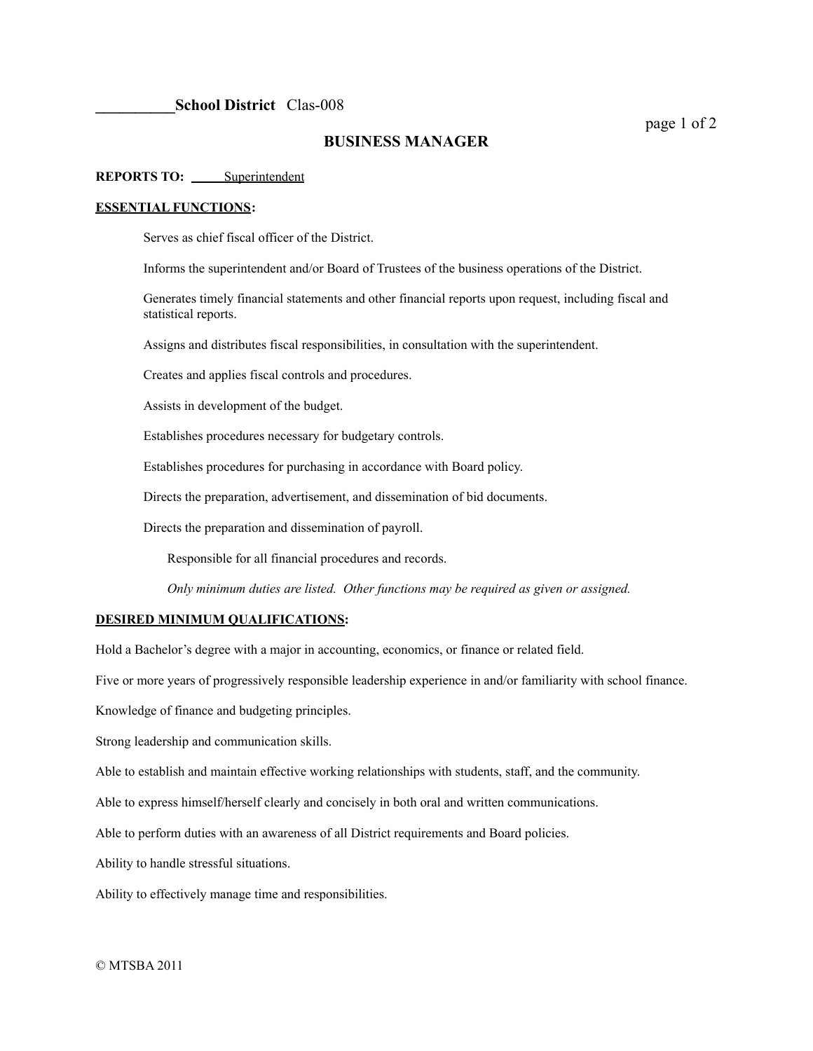__________**School District** Clas-008

## BUSINESS MANAGER

**REPORTS TO:** Superintendent

**ESSENTIAL FUNCTIONS:**

Serves as chief fiscal officer of the District.

Informs the superintendent and/or Board of Trustees of the business operations of the District.

Generates timely financial statements and other financial reports upon request, including fiscal and statistical reports.

Assigns and distributes fiscal responsibilities, in consultation with the superintendent.

Creates and applies fiscal controls and procedures.

Assists in development of the budget.

Establishes procedures necessary for budgetary controls.

Establishes procedures for purchasing in accordance with Board policy.

Directs the preparation, advertisement, and dissemination of bid documents.

Directs the preparation and dissemination of payroll.

Responsible for all financial procedures and records.

*Only minimum duties are listed. Other functions may be required as given or assigned.*

**DESIRED MINIMUM QUALIFICATIONS:**

Hold a Bachelor's degree with a major in accounting, economics, or finance or related field.

Five or more years of progressively responsible leadership experience in and/or familiarity with school finance.

Knowledge of finance and budgeting principles.

Strong leadership and communication skills.

Able to establish and maintain effective working relationships with students, staff, and the community.

Able to express himself/herself clearly and concisely in both oral and written communications.

Able to perform duties with an awareness of all District requirements and Board policies.

Ability to handle stressful situations.

Ability to effectively manage time and responsibilities.

© MTSBA 2011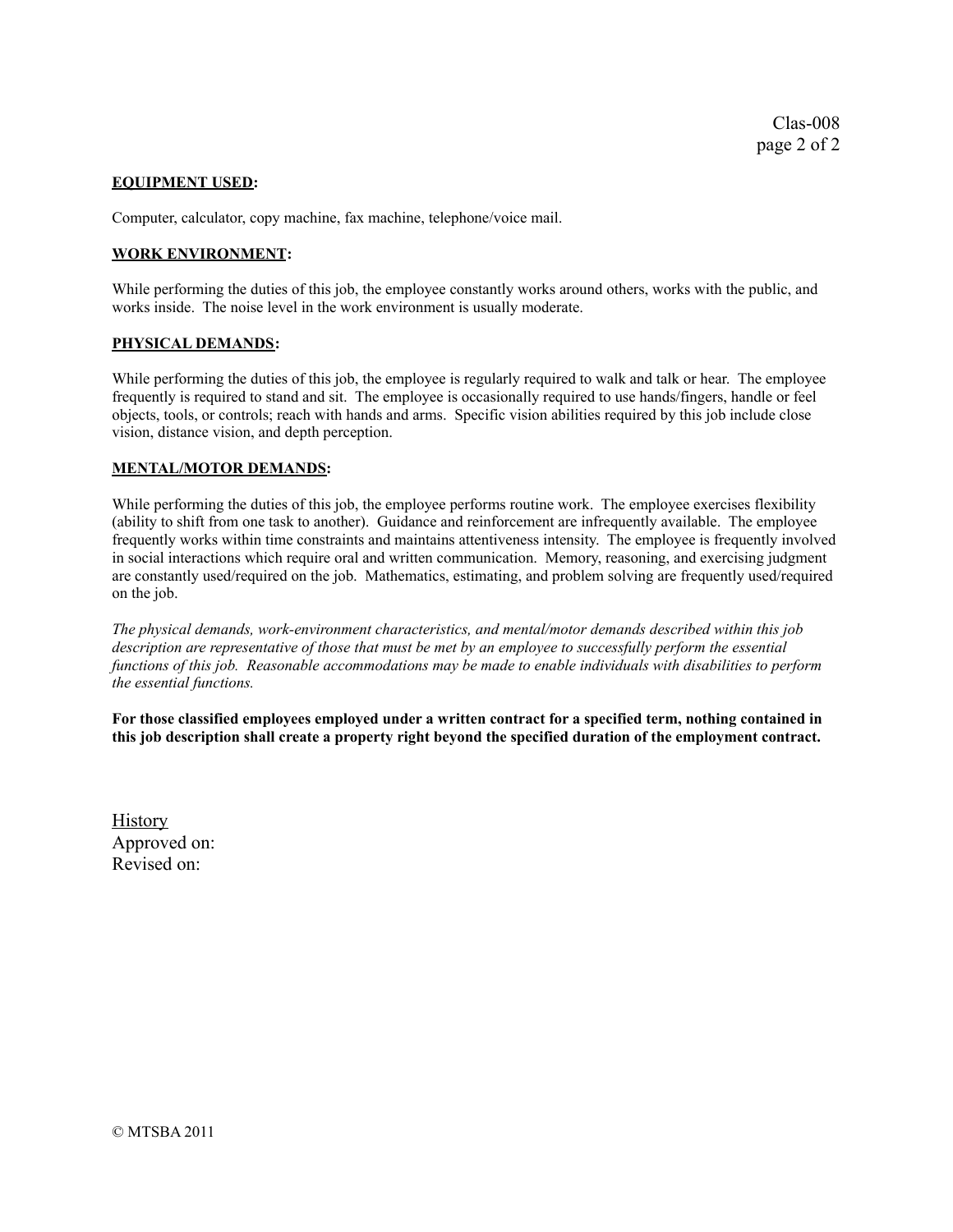**EQUIPMENT USED:**

Computer, calculator, copy machine, fax machine, telephone/voice mail.

**WORK ENVIRONMENT:**

While performing the duties of this job, the employee constantly works around others, works with the public, and works inside. The noise level in the work environment is usually moderate.

**PHYSICAL DEMANDS:**

While performing the duties of this job, the employee is regularly required to walk and talk or hear. The employee frequently is required to stand and sit. The employee is occasionally required to use hands/fingers, handle or feel objects, tools, or controls; reach with hands and arms. Specific vision abilities required by this job include close vision, distance vision, and depth perception.

**MENTAL/MOTOR DEMANDS:**

While performing the duties of this job, the employee performs routine work. The employee exercises flexibility (ability to shift from one task to another). Guidance and reinforcement are infrequently available. The employee frequently works within time constraints and maintains attentiveness intensity. The employee is frequently involved in social interactions which require oral and written communication. Memory, reasoning, and exercising judgment are constantly used/required on the job. Mathematics, estimating, and problem solving are frequently used/required on the job.

*The physical demands, work-environment characteristics, and mental/motor demands described within this job description are representative of those that must be met by an employee to successfully perform the essential functions of this job. Reasonable accommodations may be made to enable individuals with disabilities to perform the essential functions.*

**For those classified employees employed under a written contract for a specified term, nothing contained in this job description shall create a property right beyond the specified duration of the employment contract.**

History
Approved on:
Revised on:

© MTSBA 2011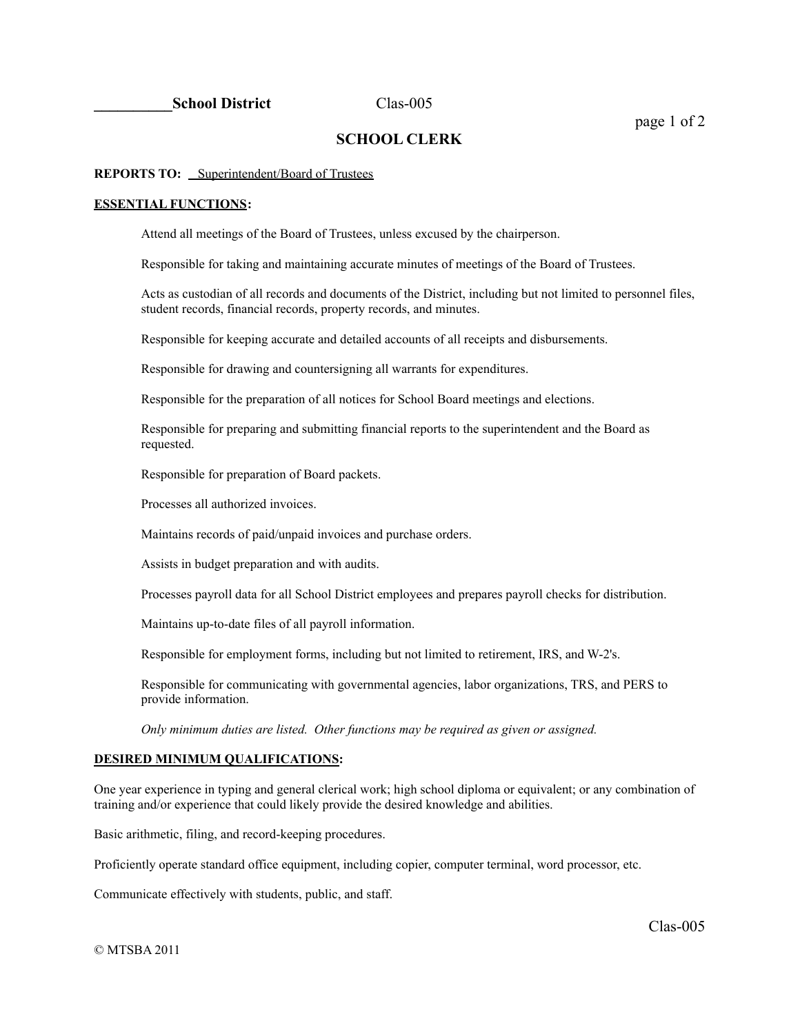**\_\_\_\_\_\_\_\_\_\_School District** Clas-005

# SCHOOL CLERK

**REPORTS TO:** Superintendent/Board of Trustees

**ESSENTIAL FUNCTIONS:**

Attend all meetings of the Board of Trustees, unless excused by the chairperson.

Responsible for taking and maintaining accurate minutes of meetings of the Board of Trustees.

Acts as custodian of all records and documents of the District, including but not limited to personnel files, student records, financial records, property records, and minutes.

Responsible for keeping accurate and detailed accounts of all receipts and disbursements.

Responsible for drawing and countersigning all warrants for expenditures.

Responsible for the preparation of all notices for School Board meetings and elections.

Responsible for preparing and submitting financial reports to the superintendent and the Board as requested.

Responsible for preparation of Board packets.

Processes all authorized invoices.

Maintains records of paid/unpaid invoices and purchase orders.

Assists in budget preparation and with audits.

Processes payroll data for all School District employees and prepares payroll checks for distribution.

Maintains up-to-date files of all payroll information.

Responsible for employment forms, including but not limited to retirement, IRS, and W-2's.

Responsible for communicating with governmental agencies, labor organizations, TRS, and PERS to provide information.

*Only minimum duties are listed. Other functions may be required as given or assigned.*

**DESIRED MINIMUM QUALIFICATIONS:**

One year experience in typing and general clerical work; high school diploma or equivalent; or any combination of training and/or experience that could likely provide the desired knowledge and abilities.

Basic arithmetic, filing, and record-keeping procedures.

Proficiently operate standard office equipment, including copier, computer terminal, word processor, etc.

Communicate effectively with students, public, and staff.

© MTSBA 2011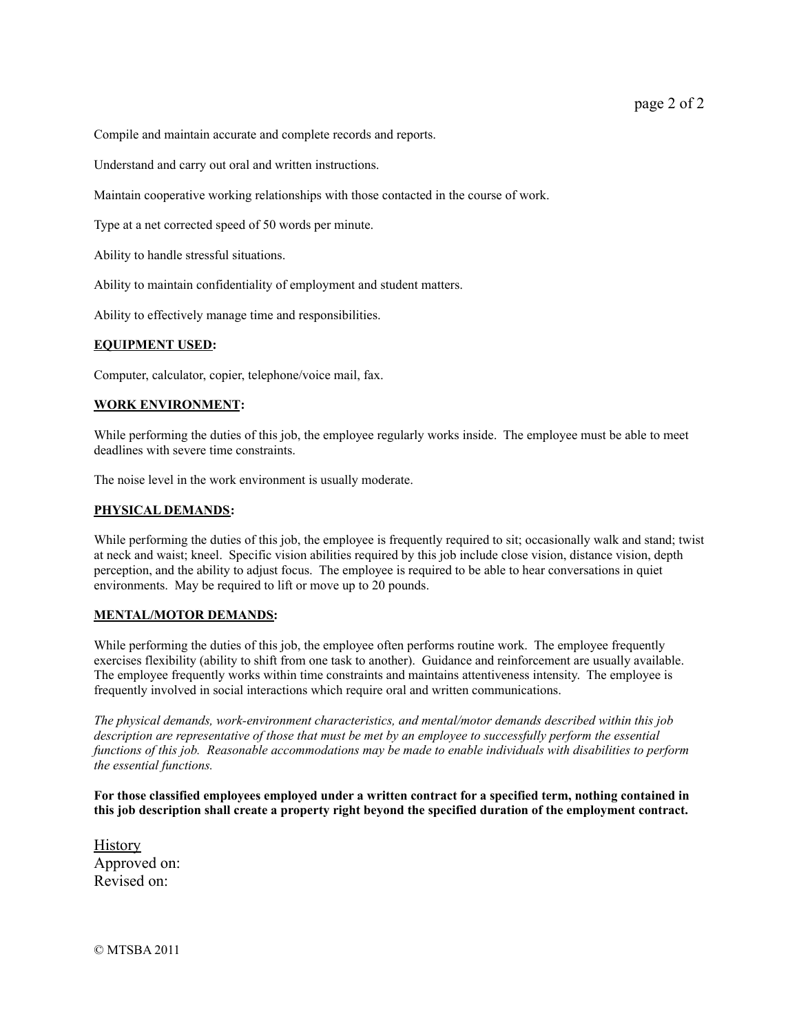Compile and maintain accurate and complete records and reports.

Understand and carry out oral and written instructions.

Maintain cooperative working relationships with those contacted in the course of work.

Type at a net corrected speed of 50 words per minute.

Ability to handle stressful situations.

Ability to maintain confidentiality of employment and student matters.

Ability to effectively manage time and responsibilities.

**EQUIPMENT USED:**

Computer, calculator, copier, telephone/voice mail, fax.

**WORK ENVIRONMENT:**

While performing the duties of this job, the employee regularly works inside. The employee must be able to meet deadlines with severe time constraints.

The noise level in the work environment is usually moderate.

**PHYSICAL DEMANDS:**

While performing the duties of this job, the employee is frequently required to sit; occasionally walk and stand; twist at neck and waist; kneel. Specific vision abilities required by this job include close vision, distance vision, depth perception, and the ability to adjust focus. The employee is required to be able to hear conversations in quiet environments. May be required to lift or move up to 20 pounds.

**MENTAL/MOTOR DEMANDS:**

While performing the duties of this job, the employee often performs routine work. The employee frequently exercises flexibility (ability to shift from one task to another). Guidance and reinforcement are usually available. The employee frequently works within time constraints and maintains attentiveness intensity. The employee is frequently involved in social interactions which require oral and written communications.

*The physical demands, work-environment characteristics, and mental/motor demands described within this job description are representative of those that must be met by an employee to successfully perform the essential functions of this job. Reasonable accommodations may be made to enable individuals with disabilities to perform the essential functions.*

**For those classified employees employed under a written contract for a specified term, nothing contained in this job description shall create a property right beyond the specified duration of the employment contract.**

History
Approved on:
Revised on:

© MTSBA 2011